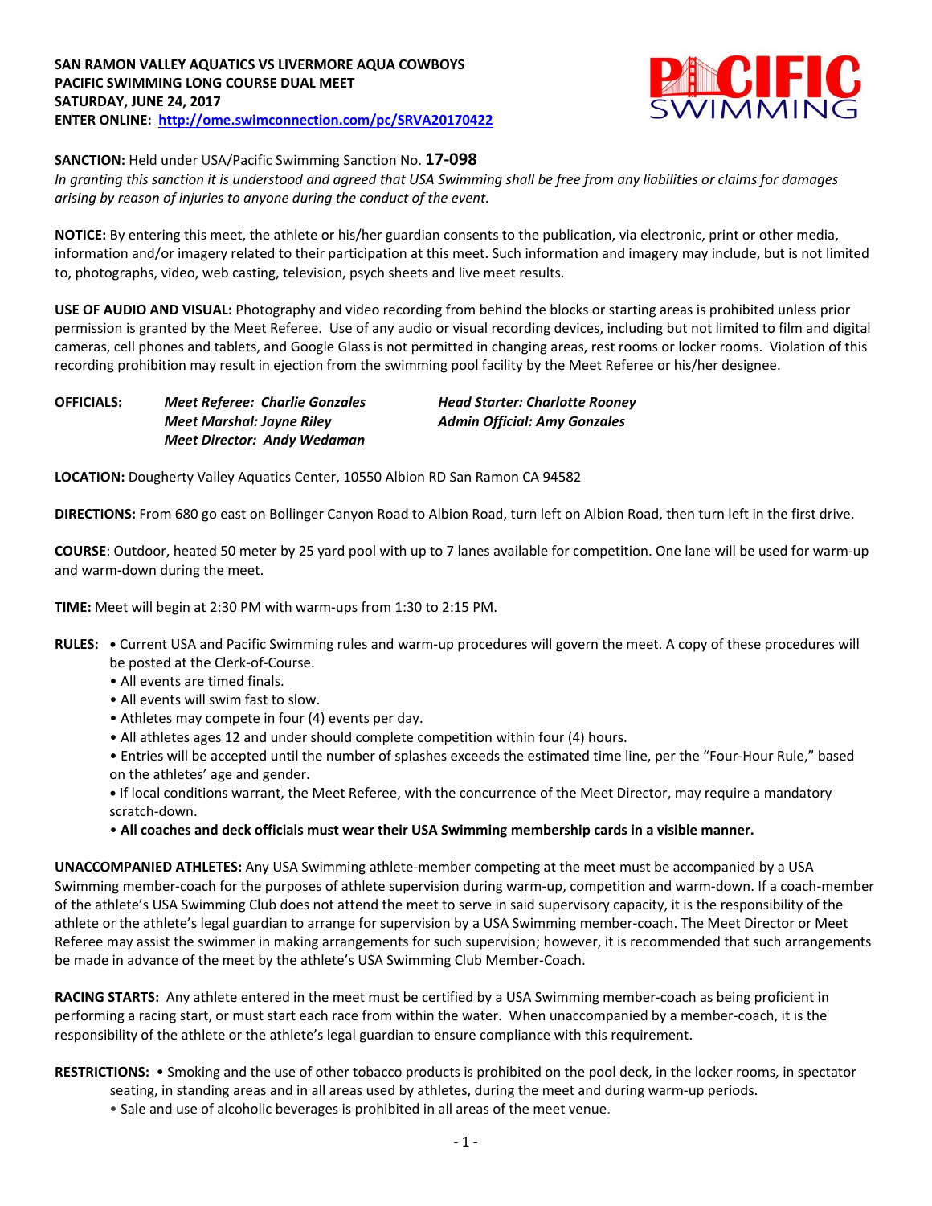**SAN RAMON VALLEY AQUATICS VS LIVERMORE AQUA COWBOYS**
**PACIFIC SWIMMING LONG COURSE DUAL MEET**
**SATURDAY, JUNE 24, 2017**
**ENTER ONLINE: [http://ome.swimconnection.com/pc/SRVA20170422](http://ome.swimconnection.com/pc/SRVA20170422)**

**SANCTION:** Held under USA/Pacific Swimming Sanction No. **17-098**
*In granting this sanction it is understood and agreed that USA Swimming shall be free from any liabilities or claims for damages arising by reason of injuries to anyone during the conduct of the event.*

**NOTICE:** By entering this meet, the athlete or his/her guardian consents to the publication, via electronic, print or other media, information and/or imagery related to their participation at this meet. Such information and imagery may include, but is not limited to, photographs, video, web casting, television, psych sheets and live meet results.

**USE OF AUDIO AND VISUAL:** Photography and video recording from behind the blocks or starting areas is prohibited unless prior permission is granted by the Meet Referee. Use of any audio or visual recording devices, including but not limited to film and digital cameras, cell phones and tablets, and Google Glass is not permitted in changing areas, rest rooms or locker rooms. Violation of this recording prohibition may result in ejection from the swimming pool facility by the Meet Referee or his/her designee.

**OFFICIALS:**
*Meet Referee: Charlie Gonzales*
*Head Starter: Charlotte Rooney*
*Meet Marshal: Jayne Riley*
*Admin Official: Amy Gonzales*
*Meet Director: Andy Wedaman*

**LOCATION:** Dougherty Valley Aquatics Center, 10550 Albion RD San Ramon CA 94582

**DIRECTIONS:** From 680 go east on Bollinger Canyon Road to Albion Road, turn left on Albion Road, then turn left in the first drive.

**COURSE**: Outdoor, heated 50 meter by 25 yard pool with up to 7 lanes available for competition. One lane will be used for warm-up and warm-down during the meet.

**TIME:** Meet will begin at 2:30 PM with warm-ups from 1:30 to 2:15 PM.

**RULES:**
- Current USA and Pacific Swimming rules and warm-up procedures will govern the meet. A copy of these procedures will be posted at the Clerk-of-Course.
- All events are timed finals.
- All events will swim fast to slow.
- Athletes may compete in four (4) events per day.
- All athletes ages 12 and under should complete competition within four (4) hours.
- Entries will be accepted until the number of splashes exceeds the estimated time line, per the "Four-Hour Rule," based on the athletes' age and gender.
- If local conditions warrant, the Meet Referee, with the concurrence of the Meet Director, may require a mandatory scratch-down.
- **All coaches and deck officials must wear their USA Swimming membership cards in a visible manner.**

**UNACCOMPANIED ATHLETES:** Any USA Swimming athlete-member competing at the meet must be accompanied by a USA Swimming member-coach for the purposes of athlete supervision during warm-up, competition and warm-down. If a coach-member of the athlete's USA Swimming Club does not attend the meet to serve in said supervisory capacity, it is the responsibility of the athlete or the athlete's legal guardian to arrange for supervision by a USA Swimming member-coach. The Meet Director or Meet Referee may assist the swimmer in making arrangements for such supervision; however, it is recommended that such arrangements be made in advance of the meet by the athlete's USA Swimming Club Member-Coach.

**RACING STARTS:** Any athlete entered in the meet must be certified by a USA Swimming member-coach as being proficient in performing a racing start, or must start each race from within the water. When unaccompanied by a member-coach, it is the responsibility of the athlete or the athlete's legal guardian to ensure compliance with this requirement.

**RESTRICTIONS:**
- Smoking and the use of other tobacco products is prohibited on the pool deck, in the locker rooms, in spectator seating, in standing areas and in all areas used by athletes, during the meet and during warm-up periods.
- Sale and use of alcoholic beverages is prohibited in all areas of the meet venue.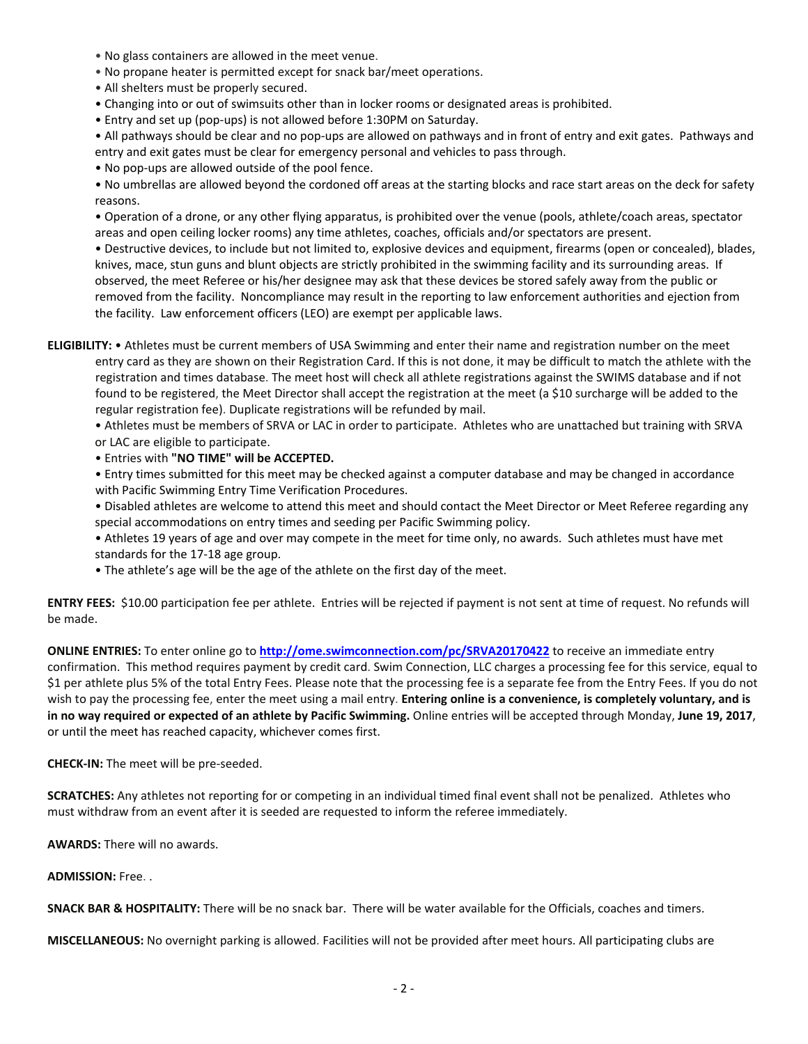- No glass containers are allowed in the meet venue.
- No propane heater is permitted except for snack bar/meet operations.
- All shelters must be properly secured.
- Changing into or out of swimsuits other than in locker rooms or designated areas is prohibited.
- Entry and set up (pop-ups) is not allowed before 1:30PM on Saturday.
- All pathways should be clear and no pop-ups are allowed on pathways and in front of entry and exit gates. Pathways and entry and exit gates must be clear for emergency personal and vehicles to pass through.
- No pop-ups are allowed outside of the pool fence.
- No umbrellas are allowed beyond the cordoned off areas at the starting blocks and race start areas on the deck for safety reasons.
- Operation of a drone, or any other flying apparatus, is prohibited over the venue (pools, athlete/coach areas, spectator areas and open ceiling locker rooms) any time athletes, coaches, officials and/or spectators are present.
- Destructive devices, to include but not limited to, explosive devices and equipment, firearms (open or concealed), blades, knives, mace, stun guns and blunt objects are strictly prohibited in the swimming facility and its surrounding areas. If observed, the meet Referee or his/her designee may ask that these devices be stored safely away from the public or removed from the facility. Noncompliance may result in the reporting to law enforcement authorities and ejection from the facility. Law enforcement officers (LEO) are exempt per applicable laws.

**ELIGIBILITY:**
- Athletes must be current members of USA Swimming and enter their name and registration number on the meet entry card as they are shown on their Registration Card. If this is not done, it may be difficult to match the athlete with the registration and times database. The meet host will check all athlete registrations against the SWIMS database and if not found to be registered, the Meet Director shall accept the registration at the meet (a $10 surcharge will be added to the regular registration fee). Duplicate registrations will be refunded by mail.
- Athletes must be members of SRVA or LAC in order to participate. Athletes who are unattached but training with SRVA or LAC are eligible to participate.
- Entries with **"NO TIME" will be ACCEPTED.**
- Entry times submitted for this meet may be checked against a computer database and may be changed in accordance with Pacific Swimming Entry Time Verification Procedures.
- Disabled athletes are welcome to attend this meet and should contact the Meet Director or Meet Referee regarding any special accommodations on entry times and seeding per Pacific Swimming policy.
- Athletes 19 years of age and over may compete in the meet for time only, no awards. Such athletes must have met standards for the 17-18 age group.
- The athlete's age will be the age of the athlete on the first day of the meet.

**ENTRY FEES:** $10.00 participation fee per athlete. Entries will be rejected if payment is not sent at time of request. No refunds will be made.

**ONLINE ENTRIES:** To enter online go to **http://ome.swimconnection.com/pc/SRVA20170422** to receive an immediate entry confirmation. This method requires payment by credit card. Swim Connection, LLC charges a processing fee for this service, equal to $1 per athlete plus 5% of the total Entry Fees. Please note that the processing fee is a separate fee from the Entry Fees. If you do not wish to pay the processing fee, enter the meet using a mail entry. **Entering online is a convenience, is completely voluntary, and is in no way required or expected of an athlete by Pacific Swimming.** Online entries will be accepted through Monday, **June 19, 2017**, or until the meet has reached capacity, whichever comes first.

**CHECK-IN:** The meet will be pre-seeded.

**SCRATCHES:** Any athletes not reporting for or competing in an individual timed final event shall not be penalized. Athletes who must withdraw from an event after it is seeded are requested to inform the referee immediately.

**AWARDS:** There will no awards.

**ADMISSION:** Free. .

**SNACK BAR & HOSPITALITY:** There will be no snack bar. There will be water available for the Officials, coaches and timers.

**MISCELLANEOUS:** No overnight parking is allowed. Facilities will not be provided after meet hours. All participating clubs are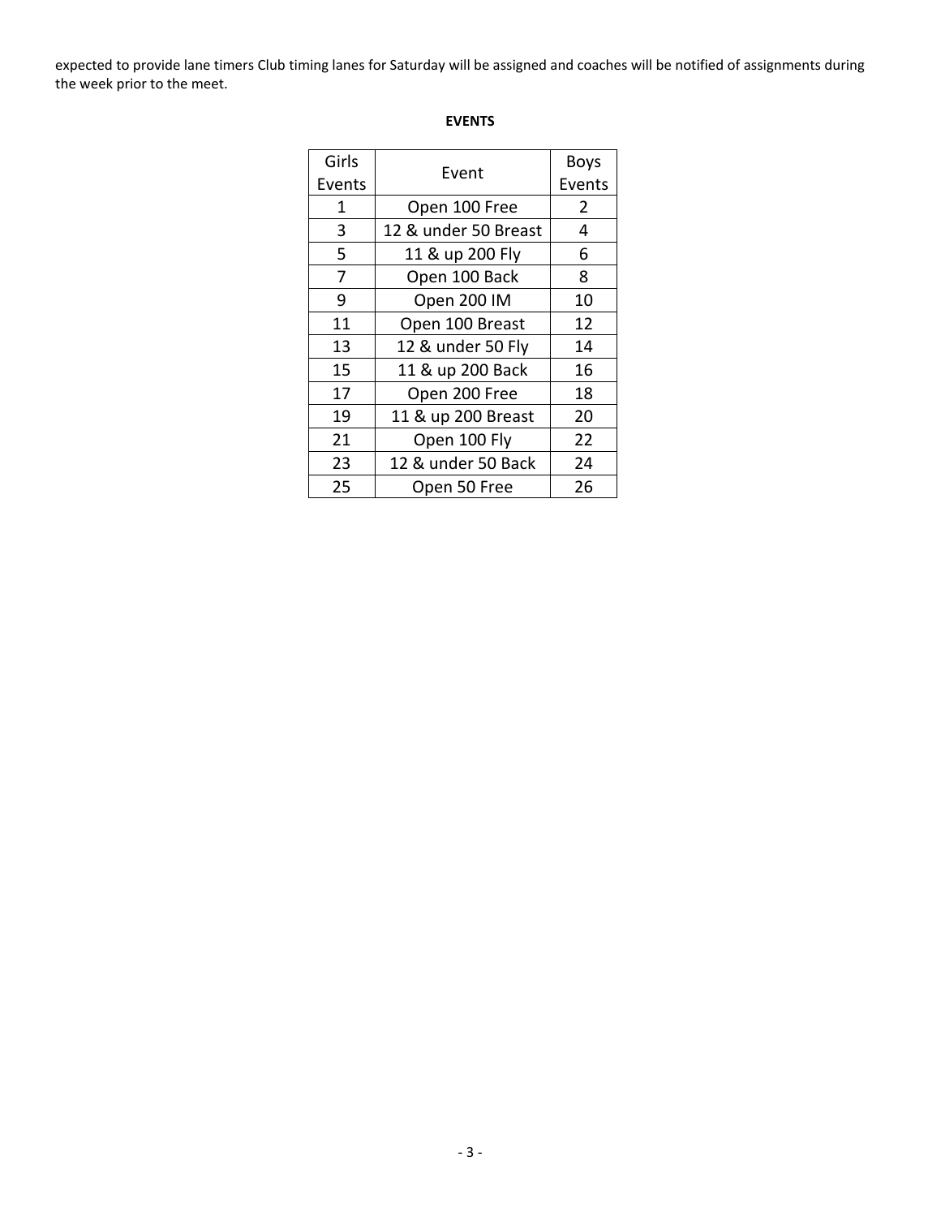expected to provide lane timers Club timing lanes for Saturday will be assigned and coaches will be notified of assignments during the week prior to the meet.

**EVENTS**

| Girls Events | Event | Boys Events |
|---|---|---|
| 1 | Open 100 Free | 2 |
| 3 | 12 & under 50 Breast | 4 |
| 5 | 11 & up 200 Fly | 6 |
| 7 | Open 100 Back | 8 |
| 9 | Open 200 IM | 10 |
| 11 | Open 100 Breast | 12 |
| 13 | 12 & under 50 Fly | 14 |
| 15 | 11 & up 200 Back | 16 |
| 17 | Open 200 Free | 18 |
| 19 | 11 & up 200 Breast | 20 |
| 21 | Open 100 Fly | 22 |
| 23 | 12 & under 50 Back | 24 |
| 25 | Open 50 Free | 26 |